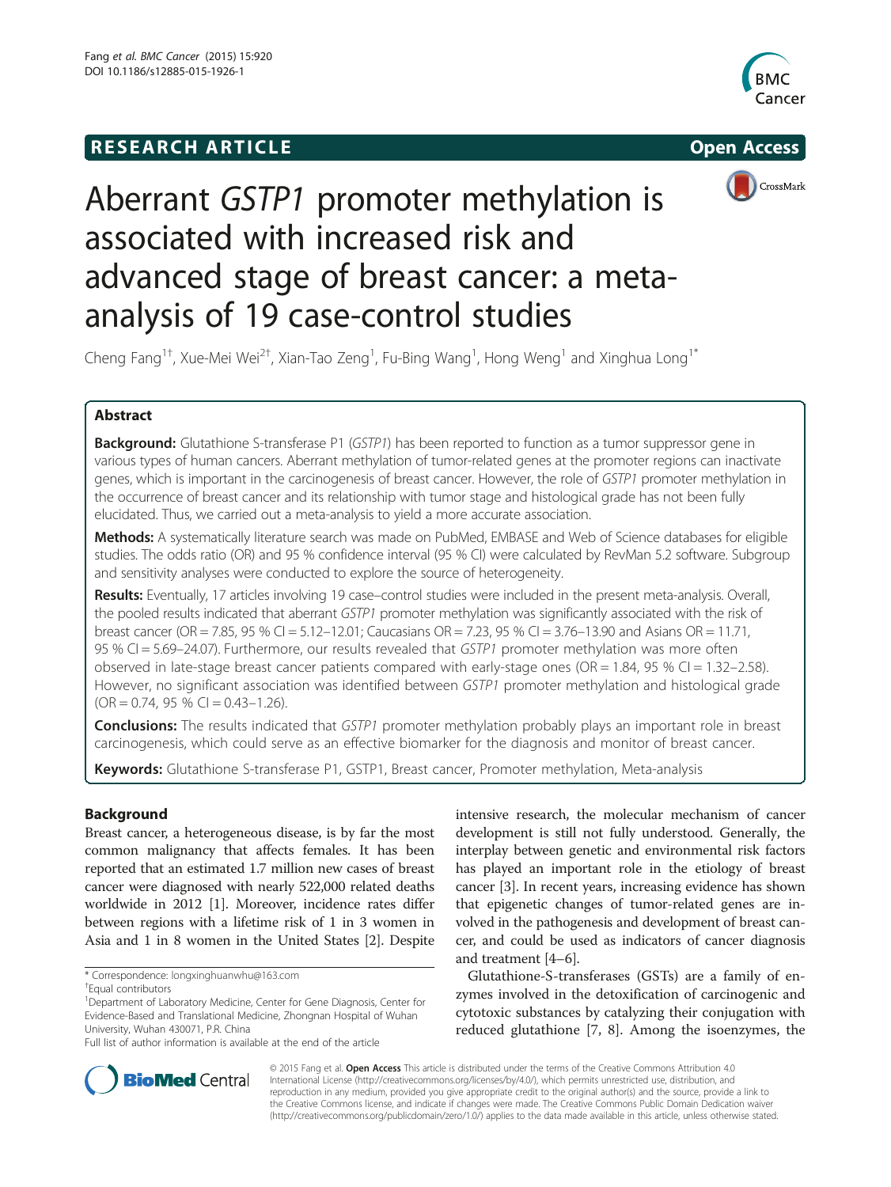RESEARCH ARTICLE

Open Access

# Aberrant *GSTP1* promoter methylation is associated with increased risk and advanced stage of breast cancer: a meta-analysis of 19 case-control studies

Cheng Fang[1†], Xue-Mei Wei[2†], Xian-Tao Zeng[1], Fu-Bing Wang[1], Hong Weng[1] and Xinghua Long[1*]

## Abstract

**Background:** Glutathione S-transferase P1 (*GSTP1*) has been reported to function as a tumor suppressor gene in various types of human cancers. Aberrant methylation of tumor-related genes at the promoter regions can inactivate genes, which is important in the carcinogenesis of breast cancer. However, the role of *GSTP1* promoter methylation in the occurrence of breast cancer and its relationship with tumor stage and histological grade has not been fully elucidated. Thus, we carried out a meta-analysis to yield a more accurate association.

**Methods:** A systematically literature search was made on PubMed, EMBASE and Web of Science databases for eligible studies. The odds ratio (OR) and 95 % confidence interval (95 % CI) were calculated by RevMan 5.2 software. Subgroup and sensitivity analyses were conducted to explore the source of heterogeneity.

**Results:** Eventually, 17 articles involving 19 case–control studies were included in the present meta-analysis. Overall, the pooled results indicated that aberrant *GSTP1* promoter methylation was significantly associated with the risk of breast cancer (OR = 7.85, 95 % CI = 5.12–12.01; Caucasians OR = 7.23, 95 % CI = 3.76–13.90 and Asians OR = 11.71, 95 % CI = 5.69–24.07). Furthermore, our results revealed that *GSTP1* promoter methylation was more often observed in late-stage breast cancer patients compared with early-stage ones (OR = 1.84, 95 % CI = 1.32–2.58). However, no significant association was identified between *GSTP1* promoter methylation and histological grade (OR = 0.74, 95 % CI = 0.43–1.26).

**Conclusions:** The results indicated that *GSTP1* promoter methylation probably plays an important role in breast carcinogenesis, which could serve as an effective biomarker for the diagnosis and monitor of breast cancer.

**Keywords:** Glutathione S-transferase P1, GSTP1, Breast cancer, Promoter methylation, Meta-analysis

## Background

Breast cancer, a heterogeneous disease, is by far the most common malignancy that affects females. It has been reported that an estimated 1.7 million new cases of breast cancer were diagnosed with nearly 522,000 related deaths worldwide in 2012 [1]. Moreover, incidence rates differ between regions with a lifetime risk of 1 in 3 women in Asia and 1 in 8 women in the United States [2]. Despite intensive research, the molecular mechanism of cancer development is still not fully understood. Generally, the interplay between genetic and environmental risk factors has played an important role in the etiology of breast cancer [3]. In recent years, increasing evidence has shown that epigenetic changes of tumor-related genes are involved in the pathogenesis and development of breast cancer, and could be used as indicators of cancer diagnosis and treatment [4–6].

Glutathione-S-transferases (GSTs) are a family of enzymes involved in the detoxification of carcinogenic and cytotoxic substances by catalyzing their conjugation with reduced glutathione [7, 8]. Among the isoenzymes, the

\* Correspondence: longxinghuanwhu@163.com
†Equal contributors
[1]Department of Laboratory Medicine, Center for Gene Diagnosis, Center for Evidence-Based and Translational Medicine, Zhongnan Hospital of Wuhan University, Wuhan 430071, P.R. China
Full list of author information is available at the end of the article

© 2015 Fang et al. **Open Access** This article is distributed under the terms of the Creative Commons Attribution 4.0 International License (http://creativecommons.org/licenses/by/4.0/), which permits unrestricted use, distribution, and reproduction in any medium, provided you give appropriate credit to the original author(s) and the source, provide a link to the Creative Commons license, and indicate if changes were made. The Creative Commons Public Domain Dedication waiver (http://creativecommons.org/publicdomain/zero/1.0/) applies to the data made available in this article, unless otherwise stated.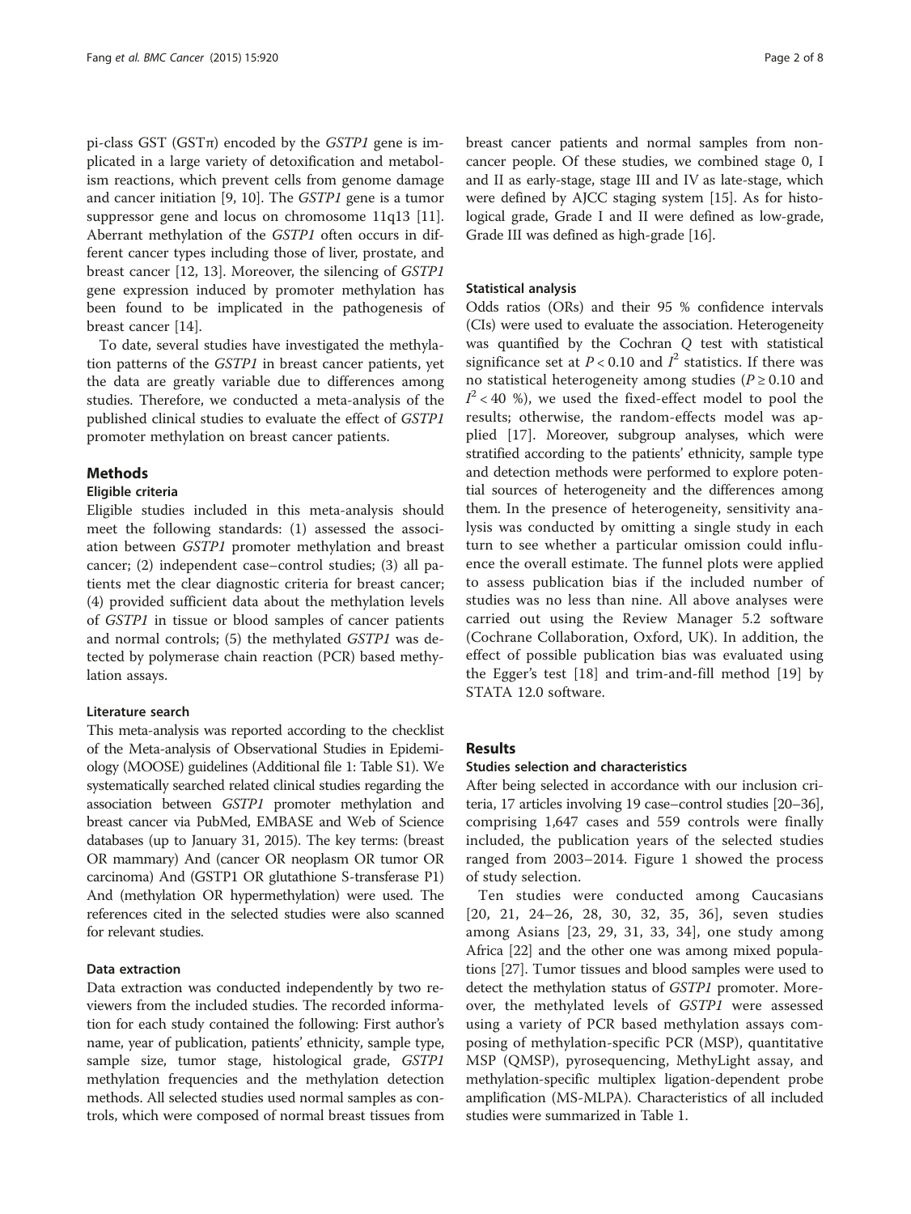pi-class GST (GSTπ) encoded by the *GSTP1* gene is implicated in a large variety of detoxification and metabolism reactions, which prevent cells from genome damage and cancer initiation [9, 10]. The *GSTP1* gene is a tumor suppressor gene and locus on chromosome 11q13 [11]. Aberrant methylation of the *GSTP1* often occurs in different cancer types including those of liver, prostate, and breast cancer [12, 13]. Moreover, the silencing of *GSTP1* gene expression induced by promoter methylation has been found to be implicated in the pathogenesis of breast cancer [14].

To date, several studies have investigated the methylation patterns of the *GSTP1* in breast cancer patients, yet the data are greatly variable due to differences among studies. Therefore, we conducted a meta-analysis of the published clinical studies to evaluate the effect of *GSTP1* promoter methylation on breast cancer patients.

## Methods

### Eligible criteria

Eligible studies included in this meta-analysis should meet the following standards: (1) assessed the association between *GSTP1* promoter methylation and breast cancer; (2) independent case–control studies; (3) all patients met the clear diagnostic criteria for breast cancer; (4) provided sufficient data about the methylation levels of *GSTP1* in tissue or blood samples of cancer patients and normal controls; (5) the methylated *GSTP1* was detected by polymerase chain reaction (PCR) based methylation assays.

### Literature search

This meta-analysis was reported according to the checklist of the Meta-analysis of Observational Studies in Epidemiology (MOOSE) guidelines (Additional file 1: Table S1). We systematically searched related clinical studies regarding the association between *GSTP1* promoter methylation and breast cancer via PubMed, EMBASE and Web of Science databases (up to January 31, 2015). The key terms: (breast OR mammary) And (cancer OR neoplasm OR tumor OR carcinoma) And (GSTP1 OR glutathione S-transferase P1) And (methylation OR hypermethylation) were used. The references cited in the selected studies were also scanned for relevant studies.

### Data extraction

Data extraction was conducted independently by two reviewers from the included studies. The recorded information for each study contained the following: First author's name, year of publication, patients' ethnicity, sample type, sample size, tumor stage, histological grade, *GSTP1* methylation frequencies and the methylation detection methods. All selected studies used normal samples as controls, which were composed of normal breast tissues from breast cancer patients and normal samples from non-cancer people. Of these studies, we combined stage 0, I and II as early-stage, stage III and IV as late-stage, which were defined by AJCC staging system [15]. As for histological grade, Grade I and II were defined as low-grade, Grade III was defined as high-grade [16].

### Statistical analysis

Odds ratios (ORs) and their 95 % confidence intervals (CIs) were used to evaluate the association. Heterogeneity was quantified by the Cochran *Q* test with statistical significance set at $P < 0.10$ and $I^2$ statistics. If there was no statistical heterogeneity among studies ($P \geq 0.10$ and $I^2 < 40$ %), we used the fixed-effect model to pool the results; otherwise, the random-effects model was applied [17]. Moreover, subgroup analyses, which were stratified according to the patients' ethnicity, sample type and detection methods were performed to explore potential sources of heterogeneity and the differences among them. In the presence of heterogeneity, sensitivity analysis was conducted by omitting a single study in each turn to see whether a particular omission could influence the overall estimate. The funnel plots were applied to assess publication bias if the included number of studies was no less than nine. All above analyses were carried out using the Review Manager 5.2 software (Cochrane Collaboration, Oxford, UK). In addition, the effect of possible publication bias was evaluated using the Egger's test [18] and trim-and-fill method [19] by STATA 12.0 software.

## Results

### Studies selection and characteristics

After being selected in accordance with our inclusion criteria, 17 articles involving 19 case–control studies [20–36], comprising 1,647 cases and 559 controls were finally included, the publication years of the selected studies ranged from 2003–2014. Figure 1 showed the process of study selection.

Ten studies were conducted among Caucasians [20, 21, 24–26, 28, 30, 32, 35, 36], seven studies among Asians [23, 29, 31, 33, 34], one study among Africa [22] and the other one was among mixed populations [27]. Tumor tissues and blood samples were used to detect the methylation status of *GSTP1* promoter. Moreover, the methylated levels of *GSTP1* were assessed using a variety of PCR based methylation assays composing of methylation-specific PCR (MSP), quantitative MSP (QMSP), pyrosequencing, MethyLight assay, and methylation-specific multiplex ligation-dependent probe amplification (MS-MLPA). Characteristics of all included studies were summarized in Table 1.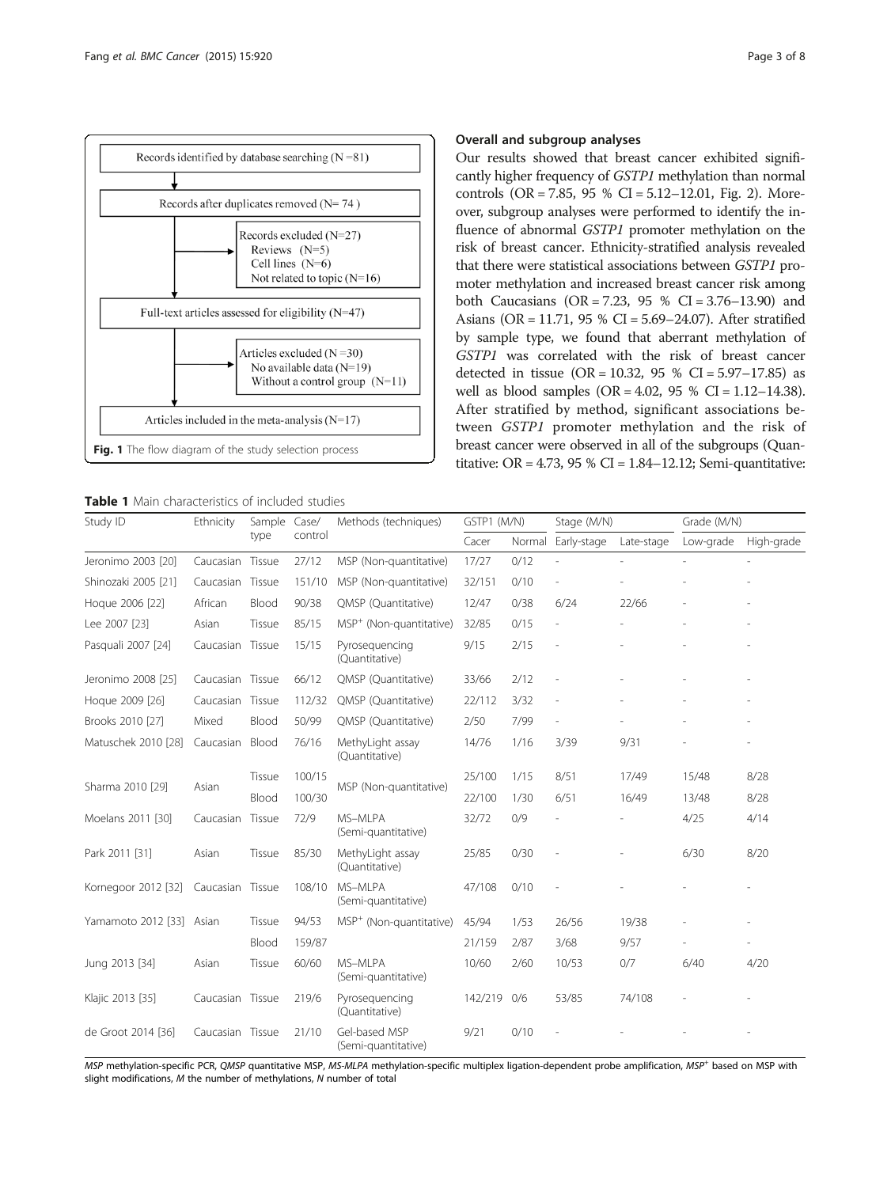Records identified by database searching (N = 81)

Records after duplicates removed (N = 74)

Records excluded (N=27)
- Reviews (N=5)
- Cell lines (N=6)
- Not related to topic (N=16)

Full-text articles assessed for eligibility (N=47)

Articles excluded (N = 30)
- No available data (N=19)
- Without a control group (N=11)

Articles included in the meta-analysis (N=17)

**Fig. 1** The flow diagram of the study selection process

### Overall and subgroup analyses

Our results showed that breast cancer exhibited significantly higher frequency of *GSTP1* methylation than normal controls (OR = 7.85, 95 % CI = 5.12–12.01, Fig. 2). Moreover, subgroup analyses were performed to identify the influence of abnormal *GSTP1* promoter methylation on the risk of breast cancer. Ethnicity-stratified analysis revealed that there were statistical associations between *GSTP1* promoter methylation and increased breast cancer risk among both Caucasians (OR = 7.23, 95 % CI = 3.76–13.90) and Asians (OR = 11.71, 95 % CI = 5.69–24.07). After stratified by sample type, we found that aberrant methylation of *GSTP1* was correlated with the risk of breast cancer detected in tissue (OR = 10.32, 95 % CI = 5.97–17.85) as well as blood samples (OR = 4.02, 95 % CI = 1.12–14.38). After stratified by method, significant associations between *GSTP1* promoter methylation and the risk of breast cancer were observed in all of the subgroups (Quantitative: OR = 4.73, 95 % CI = 1.84–12.12; Semi-quantitative:

**Table 1** Main characteristics of included studies

| Study ID | Ethnicity | Sample type | Case/ control | Methods (techniques) | GSTP1 (M/N) | | Stage (M/N) | | Grade (M/N) | |
|---|---|---|---|---|---|---|---|---|---|---|
| | | | | | Cacer | Normal | Early-stage | Late-stage | Low-grade | High-grade |
| Jeronimo 2003 [20] | Caucasian | Tissue | 27/12 | MSP (Non-quantitative) | 17/27 | 0/12 | - | - | - | - |
| Shinozaki 2005 [21] | Caucasian | Tissue | 151/10 | MSP (Non-quantitative) | 32/151 | 0/10 | - | - | - | - |
| Hoque 2006 [22] | African | Blood | 90/38 | QMSP (Quantitative) | 12/47 | 0/38 | 6/24 | 22/66 | - | - |
| Lee 2007 [23] | Asian | Tissue | 85/15 | MSP+ (Non-quantitative) | 32/85 | 0/15 | - | - | - | - |
| Pasquali 2007 [24] | Caucasian | Tissue | 15/15 | Pyrosequencing (Quantitative) | 9/15 | 2/15 | - | - | - | - |
| Jeronimo 2008 [25] | Caucasian | Tissue | 66/12 | QMSP (Quantitative) | 33/66 | 2/12 | - | - | - | - |
| Hoque 2009 [26] | Caucasian | Tissue | 112/32 | QMSP (Quantitative) | 22/112 | 3/32 | - | - | - | - |
| Brooks 2010 [27] | Mixed | Blood | 50/99 | QMSP (Quantitative) | 2/50 | 7/99 | - | - | - | - |
| Matuschek 2010 [28] | Caucasian | Blood | 76/16 | MethyLight assay (Quantitative) | 14/76 | 1/16 | 3/39 | 9/31 | - | - |
| Sharma 2010 [29] | Asian | Tissue | 100/15 | MSP (Non-quantitative) | 25/100 | 1/15 | 8/51 | 17/49 | 15/48 | 8/28 |
| | | Blood | 100/30 | | 22/100 | 1/30 | 6/51 | 16/49 | 13/48 | 8/28 |
| Moelans 2011 [30] | Caucasian | Tissue | 72/9 | MS–MLPA (Semi-quantitative) | 32/72 | 0/9 | - | - | 4/25 | 4/14 |
| Park 2011 [31] | Asian | Tissue | 85/30 | MethyLight assay (Quantitative) | 25/85 | 0/30 | - | - | 6/30 | 8/20 |
| Kornegoor 2012 [32] | Caucasian | Tissue | 108/10 | MS–MLPA (Semi-quantitative) | 47/108 | 0/10 | - | - | - | - |
| Yamamoto 2012 [33] | Asian | Tissue | 94/53 | MSP+ (Non-quantitative) | 45/94 | 1/53 | 26/56 | 19/38 | - | - |
| | | Blood | 159/87 | | 21/159 | 2/87 | 3/68 | 9/57 | - | - |
| Jung 2013 [34] | Asian | Tissue | 60/60 | MS–MLPA (Semi-quantitative) | 10/60 | 2/60 | 10/53 | 0/7 | 6/40 | 4/20 |
| Klajic 2013 [35] | Caucasian | Tissue | 219/6 | Pyrosequencing (Quantitative) | 142/219 | 0/6 | 53/85 | 74/108 | - | - |
| de Groot 2014 [36] | Caucasian | Tissue | 21/10 | Gel-based MSP (Semi-quantitative) | 9/21 | 0/10 | - | - | - | - |

*MSP* methylation-specific PCR, *QMSP* quantitative MSP, *MS-MLPA* methylation-specific multiplex ligation-dependent probe amplification, *MSP+* based on MSP with slight modifications, *M* the number of methylations, *N* number of total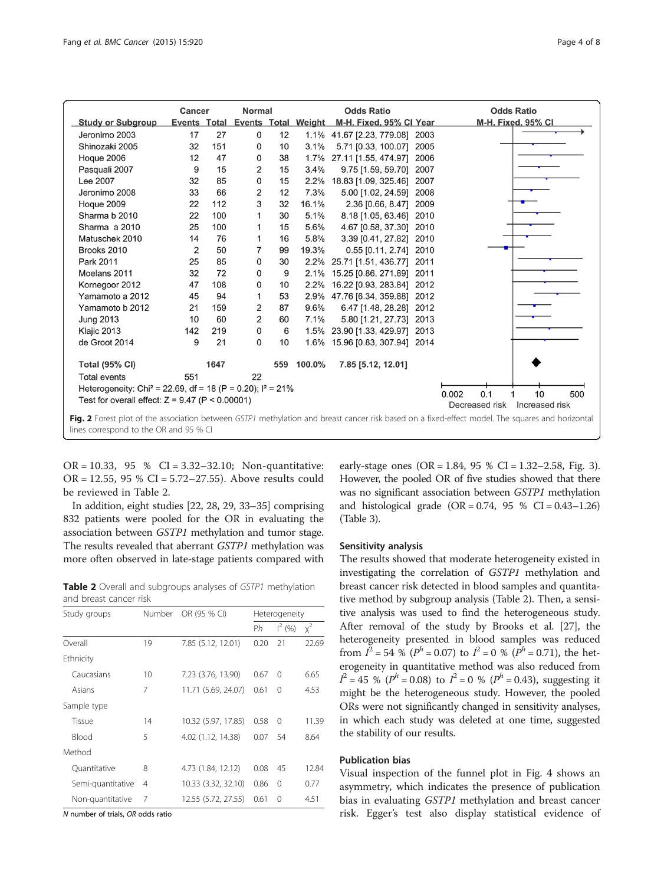| Study or Subgroup | Cancer Events | Cancer Total | Normal Events | Normal Total | Weight | Odds Ratio M-H, Fixed, 95% CI | Year |
|---|---|---|---|---|---|---|---|
| Jeronimo 2003 | 17 | 27 | 0 | 12 | 1.1% | 41.67 [2.23, 779.08] | 2003 |
| Shinozaki 2005 | 32 | 151 | 0 | 10 | 3.1% | 5.71 [0.33, 100.07] | 2005 |
| Hoque 2006 | 12 | 47 | 0 | 38 | 1.7% | 27.11 [1.55, 474.97] | 2006 |
| Pasquali 2007 | 9 | 15 | 2 | 15 | 3.4% | 9.75 [1.59, 59.70] | 2007 |
| Lee 2007 | 32 | 85 | 0 | 15 | 2.2% | 18.83 [1.09, 325.46] | 2007 |
| Jeronimo 2008 | 33 | 66 | 2 | 12 | 7.3% | 5.00 [1.02, 24.59] | 2008 |
| Hoque 2009 | 22 | 112 | 3 | 32 | 16.1% | 2.36 [0.66, 8.47] | 2009 |
| Sharma b 2010 | 22 | 100 | 1 | 30 | 5.1% | 8.18 [1.05, 63.46] | 2010 |
| Sharma a 2010 | 25 | 100 | 1 | 15 | 5.6% | 4.67 [0.58, 37.30] | 2010 |
| Matuschek 2010 | 14 | 76 | 1 | 16 | 5.8% | 3.39 [0.41, 27.82] | 2010 |
| Brooks 2010 | 2 | 50 | 7 | 99 | 19.3% | 0.55 [0.11, 2.74] | 2010 |
| Park 2011 | 25 | 85 | 0 | 30 | 2.2% | 25.71 [1.51, 436.77] | 2011 |
| Moelans 2011 | 32 | 72 | 0 | 9 | 2.1% | 15.25 [0.86, 271.89] | 2011 |
| Kornegoor 2012 | 47 | 108 | 0 | 10 | 2.2% | 16.22 [0.93, 283.84] | 2012 |
| Yamamoto a 2012 | 45 | 94 | 1 | 53 | 2.9% | 47.76 [6.34, 359.88] | 2012 |
| Yamamoto b 2012 | 21 | 159 | 2 | 87 | 9.6% | 6.47 [1.48, 28.28] | 2012 |
| Jung 2013 | 10 | 60 | 2 | 60 | 7.1% | 5.80 [1.21, 27.73] | 2013 |
| Klajic 2013 | 142 | 219 | 0 | 6 | 1.5% | 23.90 [1.33, 429.97] | 2013 |
| de Groot 2014 | 9 | 21 | 0 | 10 | 1.6% | 15.96 [0.83, 307.94] | 2014 |
| **Total (95% CI)** | | 1647 | | 559 | 100.0% | 7.85 [5.12, 12.01] | |
| Total events | 551 | | 22 | | | | |

Heterogeneity: Chi² = 22.69, df = 18 (P = 0.20); I² = 21%
Test for overall effect: Z = 9.47 (P < 0.00001)

Fig. 2 Forest plot of the association between *GSTP1* methylation and breast cancer risk based on a fixed-effect model. The squares and horizontal lines correspond to the OR and 95 % CI

OR = 10.33, 95 % CI = 3.32–32.10; Non-quantitative: OR = 12.55, 95 % CI = 5.72–27.55). Above results could be reviewed in Table 2.

In addition, eight studies [22, 28, 29, 33–35] comprising 832 patients were pooled for the OR in evaluating the association between *GSTP1* methylation and tumor stage. The results revealed that aberrant *GSTP1* methylation was more often observed in late-stage patients compared with early-stage ones (OR = 1.84, 95 % CI = 1.32–2.58, Fig. 3). However, the pooled OR of five studies showed that there was no significant association between *GSTP1* methylation and histological grade (OR = 0.74, 95 % CI = 0.43–1.26) (Table 3).

**Table 2** Overall and subgroups analyses of *GSTP1* methylation and breast cancer risk

| Study groups | Number | OR (95 % CI) | Heterogeneity | | |
|---|---|---|---|---|---|
| | | | *Ph* | $I^2$ (%) | $\chi^2$ |
| Overall | 19 | 7.85 (5.12, 12.01) | 0.20 | 21 | 22.69 |
| Ethnicity | | | | | |
| Caucasians | 10 | 7.23 (3.76, 13.90) | 0.67 | 0 | 6.65 |
| Asians | 7 | 11.71 (5.69, 24.07) | 0.61 | 0 | 4.53 |
| Sample type | | | | | |
| Tissue | 14 | 10.32 (5.97, 17.85) | 0.58 | 0 | 11.39 |
| Blood | 5 | 4.02 (1.12, 14.38) | 0.07 | 54 | 8.64 |
| Method | | | | | |
| Quantitative | 8 | 4.73 (1.84, 12.12) | 0.08 | 45 | 12.84 |
| Semi-quantitative | 4 | 10.33 (3.32, 32.10) | 0.86 | 0 | 0.77 |
| Non-quantitative | 7 | 12.55 (5.72, 27.55) | 0.61 | 0 | 4.51 |

*N* number of trials, *OR* odds ratio

### Sensitivity analysis

The results showed that moderate heterogeneity existed in investigating the correlation of *GSTP1* methylation and breast cancer risk detected in blood samples and quantitative method by subgroup analysis (Table 2). Then, a sensitive analysis was used to find the heterogeneous study. After removal of the study by Brooks et al. [27], the heterogeneity presented in blood samples was reduced from $I^2$ = 54 % ($P^h$ = 0.07) to $I^2$ = 0 % ($P^h$ = 0.71), the heterogeneity in quantitative method was also reduced from $I^2$ = 45 % ($P^h$ = 0.08) to $I^2$ = 0 % ($P^h$ = 0.43), suggesting it might be the heterogeneous study. However, the pooled ORs were not significantly changed in sensitivity analyses, in which each study was deleted at one time, suggested the stability of our results.

### Publication bias

Visual inspection of the funnel plot in Fig. 4 shows an asymmetry, which indicates the presence of publication bias in evaluating *GSTP1* methylation and breast cancer risk. Egger's test also display statistical evidence of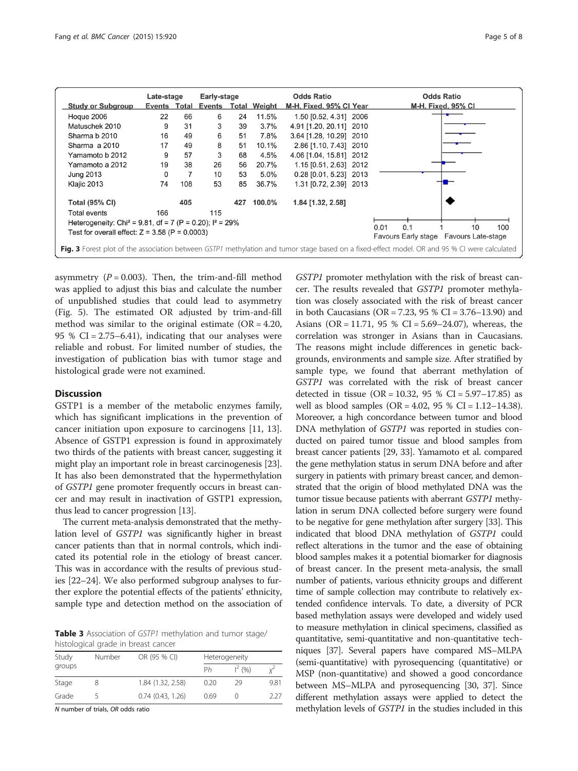| Study or Subgroup | Late-stage Events | Late-stage Total | Early-stage Events | Early-stage Total | Weight | Odds Ratio M-H, Fixed, 95% CI | Year |
|---|---|---|---|---|---|---|---|
| Hoque 2006 | 22 | 66 | 6 | 24 | 11.5% | 1.50 [0.52, 4.31] | 2006 |
| Matuschek 2010 | 9 | 31 | 3 | 39 | 3.7% | 4.91 [1.20, 20.11] | 2010 |
| Sharma b 2010 | 16 | 49 | 6 | 51 | 7.8% | 3.64 [1.28, 10.29] | 2010 |
| Sharma a 2010 | 17 | 49 | 8 | 51 | 10.1% | 2.86 [1.10, 7.43] | 2010 |
| Yamamoto b 2012 | 9 | 57 | 3 | 68 | 4.5% | 4.06 [1.04, 15.81] | 2012 |
| Yamamoto a 2012 | 19 | 38 | 26 | 56 | 20.7% | 1.15 [0.51, 2.63] | 2012 |
| Jung 2013 | 0 | 7 | 10 | 53 | 5.0% | 0.28 [0.01, 5.23] | 2013 |
| Klajic 2013 | 74 | 108 | 53 | 85 | 36.7% | 1.31 [0.72, 2.39] | 2013 |
| **Total (95% CI)** | | 405 | | 427 | 100.0% | 1.84 [1.32, 2.58] | |
| Total events | 166 | | 115 | | | | |

Heterogeneity: Chi² = 9.81, df = 7 (P = 0.20); I² = 29%
Test for overall effect: Z = 3.58 (P = 0.0003)

Favours Early stage — Favours Late-stage

**Fig. 3** Forest plot of the association between *GSTP1* methylation and tumor stage based on a fixed-effect model. OR and 95 % CI were calculated

asymmetry ($P = 0.003$). Then, the trim-and-fill method was applied to adjust this bias and calculate the number of unpublished studies that could lead to asymmetry (Fig. 5). The estimated OR adjusted by trim-and-fill method was similar to the original estimate (OR = 4.20, 95 % CI = 2.75–6.41), indicating that our analyses were reliable and robust. For limited number of studies, the investigation of publication bias with tumor stage and histological grade were not examined.

## Discussion

GSTP1 is a member of the metabolic enzymes family, which has significant implications in the prevention of cancer initiation upon exposure to carcinogens [11, 13]. Absence of GSTP1 expression is found in approximately two thirds of the patients with breast cancer, suggesting it might play an important role in breast carcinogenesis [23]. It has also been demonstrated that the hypermethylation of *GSTP1* gene promoter frequently occurs in breast cancer and may result in inactivation of GSTP1 expression, thus lead to cancer progression [13].

The current meta-analysis demonstrated that the methylation level of *GSTP1* was significantly higher in breast cancer patients than that in normal controls, which indicated its potential role in the etiology of breast cancer. This was in accordance with the results of previous studies [22–24]. We also performed subgroup analyses to further explore the potential effects of the patients' ethnicity, sample type and detection method on the association of *GSTP1* promoter methylation with the risk of breast cancer. The results revealed that *GSTP1* promoter methylation was closely associated with the risk of breast cancer in both Caucasians (OR = 7.23, 95 % CI = 3.76–13.90) and Asians (OR = 11.71, 95 % CI = 5.69–24.07), whereas, the correlation was stronger in Asians than in Caucasians. The reasons might include differences in genetic backgrounds, environments and sample size. After stratified by sample type, we found that aberrant methylation of *GSTP1* was correlated with the risk of breast cancer detected in tissue (OR = 10.32, 95 % CI = 5.97–17.85) as well as blood samples (OR = 4.02, 95 % CI = 1.12–14.38). Moreover, a high concordance between tumor and blood DNA methylation of *GSTP1* was reported in studies conducted on paired tumor tissue and blood samples from breast cancer patients [29, 33]. Yamamoto et al. compared the gene methylation status in serum DNA before and after surgery in patients with primary breast cancer, and demonstrated that the origin of blood methylated DNA was the tumor tissue because patients with aberrant *GSTP1* methylation in serum DNA collected before surgery were found to be negative for gene methylation after surgery [33]. This indicated that blood DNA methylation of *GSTP1* could reflect alterations in the tumor and the ease of obtaining blood samples makes it a potential biomarker for diagnosis of breast cancer. In the present meta-analysis, the small number of patients, various ethnicity groups and different time of sample collection may contribute to relatively extended confidence intervals. To date, a diversity of PCR based methylation assays were developed and widely used to measure methylation in clinical specimens, classified as quantitative, semi-quantitative and non-quantitative techniques [37]. Several papers have compared MS–MLPA (semi-quantitative) with pyrosequencing (quantitative) or MSP (non-quantitative) and showed a good concordance between MS–MLPA and pyrosequencing [30, 37]. Since different methylation assays were applied to detect the methylation levels of *GSTP1* in the studies included in this

**Table 3** Association of *GSTP1* methylation and tumor stage/histological grade in breast cancer

| Study groups | Number | OR (95 % CI) | Heterogeneity | | |
|---|---|---|---|---|---|
| | | | Ph | $I^2$ (%) | $\chi^2$ |
| Stage | 8 | 1.84 (1.32, 2.58) | 0.20 | 29 | 9.81 |
| Grade | 5 | 0.74 (0.43, 1.26) | 0.69 | 0 | 2.27 |

*N* number of trials, *OR* odds ratio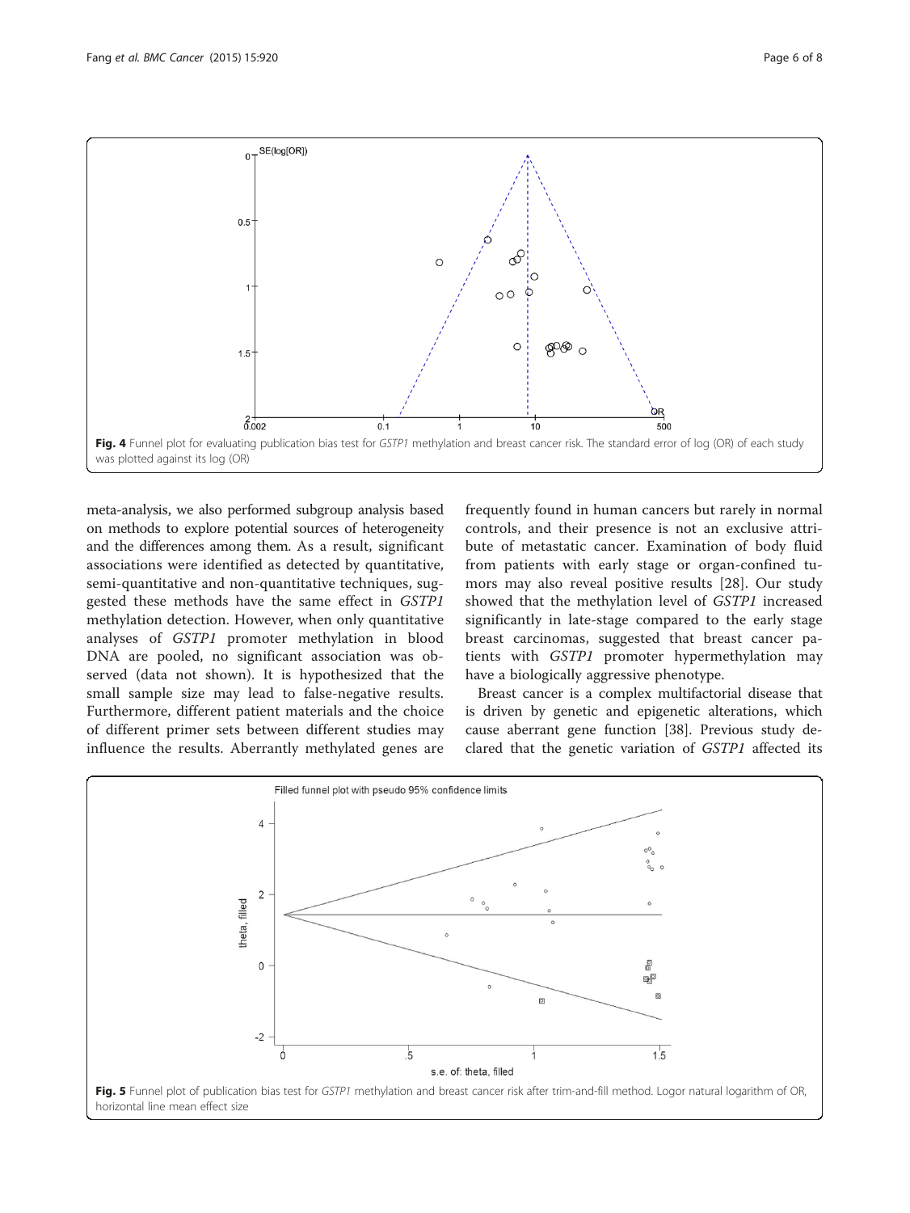Fig. 4 Funnel plot for evaluating publication bias test for *GSTP1* methylation and breast cancer risk. The standard error of log (OR) of each study was plotted against its log (OR)

meta-analysis, we also performed subgroup analysis based on methods to explore potential sources of heterogeneity and the differences among them. As a result, significant associations were identified as detected by quantitative, semi-quantitative and non-quantitative techniques, suggested these methods have the same effect in *GSTP1* methylation detection. However, when only quantitative analyses of *GSTP1* promoter methylation in blood DNA are pooled, no significant association was observed (data not shown). It is hypothesized that the small sample size may lead to false-negative results. Furthermore, different patient materials and the choice of different primer sets between different studies may influence the results. Aberrantly methylated genes are frequently found in human cancers but rarely in normal controls, and their presence is not an exclusive attribute of metastatic cancer. Examination of body fluid from patients with early stage or organ-confined tumors may also reveal positive results [28]. Our study showed that the methylation level of *GSTP1* increased significantly in late-stage compared to the early stage breast carcinomas, suggested that breast cancer patients with *GSTP1* promoter hypermethylation may have a biologically aggressive phenotype.

Breast cancer is a complex multifactorial disease that is driven by genetic and epigenetic alterations, which cause aberrant gene function [38]. Previous study declared that the genetic variation of *GSTP1* affected its

Fig. 5 Funnel plot of publication bias test for *GSTP1* methylation and breast cancer risk after trim-and-fill method. Logor natural logarithm of OR, horizontal line mean effect size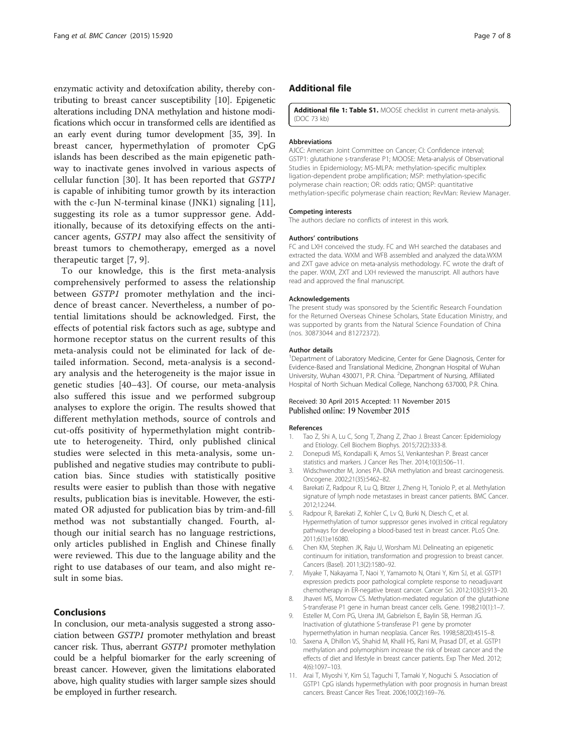enzymatic activity and detoxifcation ability, thereby contributing to breast cancer susceptibility [10]. Epigenetic alterations including DNA methylation and histone modifications which occur in transformed cells are identified as an early event during tumor development [35, 39]. In breast cancer, hypermethylation of promoter CpG islands has been described as the main epigenetic pathway to inactivate genes involved in various aspects of cellular function [30]. It has been reported that *GSTP1* is capable of inhibiting tumor growth by its interaction with the c-Jun N-terminal kinase (JNK1) signaling [11], suggesting its role as a tumor suppressor gene. Additionally, because of its detoxifying effects on the anticancer agents, *GSTP1* may also affect the sensitivity of breast tumors to chemotherapy, emerged as a novel therapeutic target [7, 9].

To our knowledge, this is the first meta-analysis comprehensively performed to assess the relationship between *GSTP1* promoter methylation and the incidence of breast cancer. Nevertheless, a number of potential limitations should be acknowledged. First, the effects of potential risk factors such as age, subtype and hormone receptor status on the current results of this meta-analysis could not be eliminated for lack of detailed information. Second, meta-analysis is a secondary analysis and the heterogeneity is the major issue in genetic studies [40–43]. Of course, our meta-analysis also suffered this issue and we performed subgroup analyses to explore the origin. The results showed that different methylation methods, source of controls and cut-offs positivity of hypermethylation might contribute to heterogeneity. Third, only published clinical studies were selected in this meta-analysis, some unpublished and negative studies may contribute to publication bias. Since studies with statistically positive results were easier to publish than those with negative results, publication bias is inevitable. However, the estimated OR adjusted for publication bias by trim-and-fill method was not substantially changed. Fourth, although our initial search has no language restrictions, only articles published in English and Chinese finally were reviewed. This due to the language ability and the right to use databases of our team, and also might result in some bias.

## Conclusions

In conclusion, our meta-analysis suggested a strong association between *GSTP1* promoter methylation and breast cancer risk. Thus, aberrant *GSTP1* promoter methylation could be a helpful biomarker for the early screening of breast cancer. However, given the limitations elaborated above, high quality studies with larger sample sizes should be employed in further research.

## Additional file

**Additional file 1: Table S1.** MOOSE checklist in current meta-analysis. (DOC 73 kb)

#### Abbreviations

AJCC: American Joint Committee on Cancer; CI: Confidence interval; GSTP1: glutathione s-transferase P1; MOOSE: Meta-analysis of Observational Studies in Epidemiology; MS-MLPA: methylation-specific multiplex ligation-dependent probe amplification; MSP: methylation-specific polymerase chain reaction; OR: odds ratio; QMSP: quantitative methylation-specific polymerase chain reaction; RevMan: Review Manager.

#### Competing interests

The authors declare no conflicts of interest in this work.

#### Authors' contributions

FC and LXH conceived the study. FC and WH searched the databases and extracted the data. WXM and WFB assembled and analyzed the data.WXM and ZXT gave advice on meta-analysis methodology. FC wrote the draft of the paper. WXM, ZXT and LXH reviewed the manuscript. All authors have read and approved the final manuscript.

#### Acknowledgements

The present study was sponsored by the Scientific Research Foundation for the Returned Overseas Chinese Scholars, State Education Ministry, and was supported by grants from the Natural Science Foundation of China (nos. 30873044 and 81272372).

#### Author details

[1]Department of Laboratory Medicine, Center for Gene Diagnosis, Center for Evidence-Based and Translational Medicine, Zhongnan Hospital of Wuhan University, Wuhan 430071, P.R. China. [2]Department of Nursing, Affiliated Hospital of North Sichuan Medical College, Nanchong 637000, P.R. China.

Received: 30 April 2015 Accepted: 11 November 2015
Published online: 19 November 2015

#### References

1. Tao Z, Shi A, Lu C, Song T, Zhang Z, Zhao J. Breast Cancer: Epidemiology and Etiology. Cell Biochem Biophys. 2015;72(2):333-8.
2. Donepudi MS, Kondapalli K, Amos SJ, Venkanteshan P. Breast cancer statistics and markers. J Cancer Res Ther. 2014;10(3):506–11.
3. Widschwendter M, Jones PA. DNA methylation and breast carcinogenesis. Oncogene. 2002;21(35):5462–82.
4. Barekati Z, Radpour R, Lu Q, Bitzer J, Zheng H, Toniolo P, et al. Methylation signature of lymph node metastases in breast cancer patients. BMC Cancer. 2012;12:244.
5. Radpour R, Barekati Z, Kohler C, Lv Q, Burki N, Diesch C, et al. Hypermethylation of tumor suppressor genes involved in critical regulatory pathways for developing a blood-based test in breast cancer. PLoS One. 2011;6(1):e16080.
6. Chen KM, Stephen JK, Raju U, Worsham MJ. Delineating an epigenetic continuum for initiation, transformation and progression to breast cancer. Cancers (Basel). 2011;3(2):1580–92.
7. Miyake T, Nakayama T, Naoi Y, Yamamoto N, Otani Y, Kim SJ, et al. GSTP1 expression predicts poor pathological complete response to neoadjuvant chemotherapy in ER-negative breast cancer. Cancer Sci. 2012;103(5):913–20.
8. Jhaveri MS, Morrow CS. Methylation-mediated regulation of the glutathione S-transferase P1 gene in human breast cancer cells. Gene. 1998;210(1):1–7.
9. Esteller M, Corn PG, Urena JM, Gabrielson E, Baylin SB, Herman JG. Inactivation of glutathione S-transferase P1 gene by promoter hypermethylation in human neoplasia. Cancer Res. 1998;58(20):4515–8.
10. Saxena A, Dhillon VS, Shahid M, Khalil HS, Rani M, Prasad DT, et al. GSTP1 methylation and polymorphism increase the risk of breast cancer and the effects of diet and lifestyle in breast cancer patients. Exp Ther Med. 2012; 4(6):1097–103.
11. Arai T, Miyoshi Y, Kim SJ, Taguchi T, Tamaki Y, Noguchi S. Association of GSTP1 CpG islands hypermethylation with poor prognosis in human breast cancers. Breast Cancer Res Treat. 2006;100(2):169–76.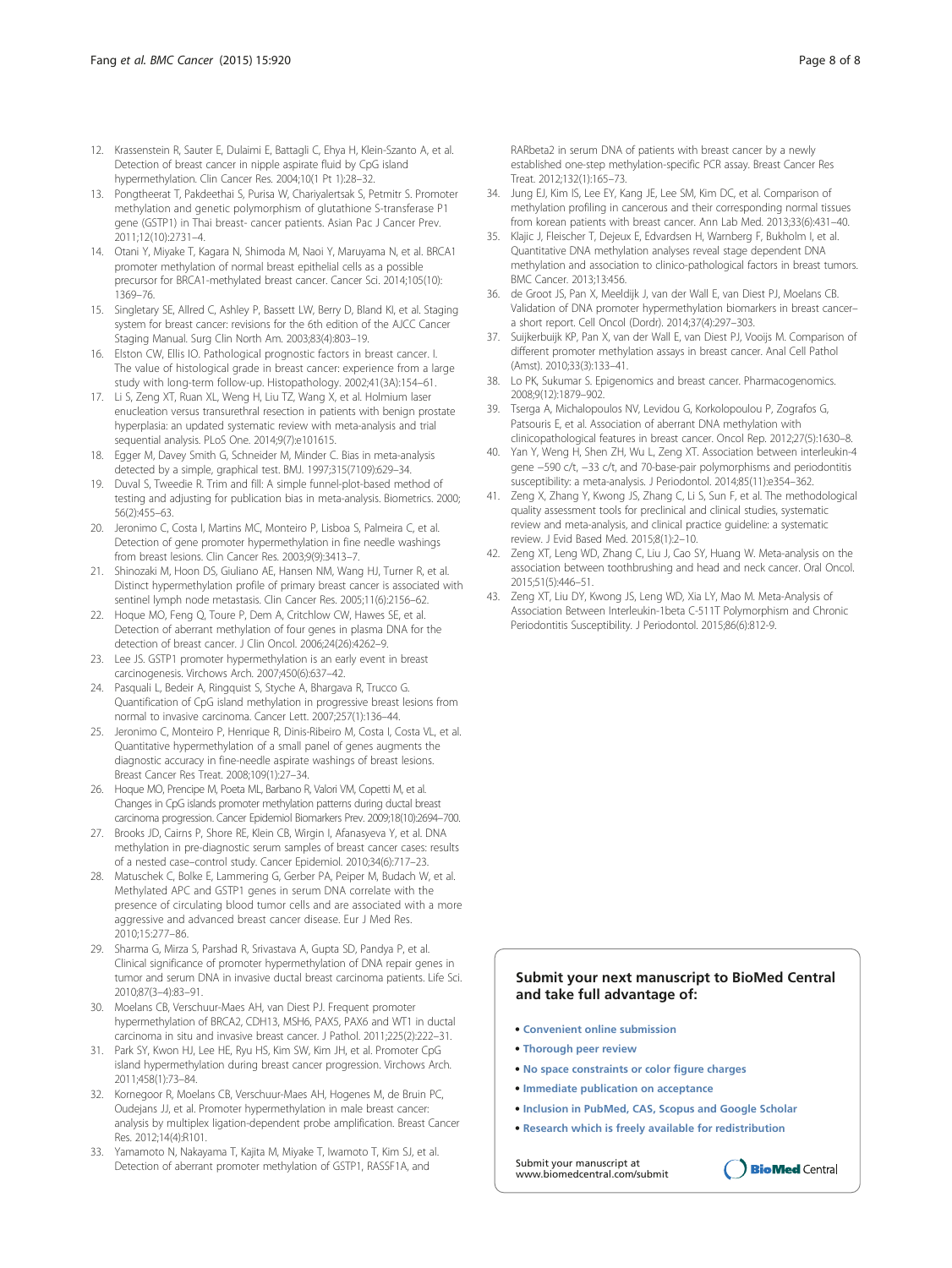12. Krassenstein R, Sauter E, Dulaimi E, Battagli C, Ehya H, Klein-Szanto A, et al. Detection of breast cancer in nipple aspirate fluid by CpG island hypermethylation. Clin Cancer Res. 2004;10(1 Pt 1):28–32.
13. Pongtheerat T, Pakdeethai S, Purisa W, Chariyalertsak S, Petmitr S. Promoter methylation and genetic polymorphism of glutathione S-transferase P1 gene (GSTP1) in Thai breast- cancer patients. Asian Pac J Cancer Prev. 2011;12(10):2731–4.
14. Otani Y, Miyake T, Kagara N, Shimoda M, Naoi Y, Maruyama N, et al. BRCA1 promoter methylation of normal breast epithelial cells as a possible precursor for BRCA1-methylated breast cancer. Cancer Sci. 2014;105(10): 1369–76.
15. Singletary SE, Allred C, Ashley P, Bassett LW, Berry D, Bland KI, et al. Staging system for breast cancer: revisions for the 6th edition of the AJCC Cancer Staging Manual. Surg Clin North Am. 2003;83(4):803–19.
16. Elston CW, Ellis IO. Pathological prognostic factors in breast cancer. I. The value of histological grade in breast cancer: experience from a large study with long-term follow-up. Histopathology. 2002;41(3A):154–61.
17. Li S, Zeng XT, Ruan XL, Weng H, Liu TZ, Wang X, et al. Holmium laser enucleation versus transurethral resection in patients with benign prostate hyperplasia: an updated systematic review with meta-analysis and trial sequential analysis. PLoS One. 2014;9(7):e101615.
18. Egger M, Davey Smith G, Schneider M, Minder C. Bias in meta-analysis detected by a simple, graphical test. BMJ. 1997;315(7109):629–34.
19. Duval S, Tweedie R. Trim and fill: A simple funnel-plot-based method of testing and adjusting for publication bias in meta-analysis. Biometrics. 2000; 56(2):455–63.
20. Jeronimo C, Costa I, Martins MC, Monteiro P, Lisboa S, Palmeira C, et al. Detection of gene promoter hypermethylation in fine needle washings from breast lesions. Clin Cancer Res. 2003;9(9):3413–7.
21. Shinozaki M, Hoon DS, Giuliano AE, Hansen NM, Wang HJ, Turner R, et al. Distinct hypermethylation profile of primary breast cancer is associated with sentinel lymph node metastasis. Clin Cancer Res. 2005;11(6):2156–62.
22. Hoque MO, Feng Q, Toure P, Dem A, Critchlow CW, Hawes SE, et al. Detection of aberrant methylation of four genes in plasma DNA for the detection of breast cancer. J Clin Oncol. 2006;24(26):4262–9.
23. Lee JS. GSTP1 promoter hypermethylation is an early event in breast carcinogenesis. Virchows Arch. 2007;450(6):637–42.
24. Pasquali L, Bedeir A, Ringquist S, Styche A, Bhargava R, Trucco G. Quantification of CpG island methylation in progressive breast lesions from normal to invasive carcinoma. Cancer Lett. 2007;257(1):136–44.
25. Jeronimo C, Monteiro P, Henrique R, Dinis-Ribeiro M, Costa I, Costa VL, et al. Quantitative hypermethylation of a small panel of genes augments the diagnostic accuracy in fine-needle aspirate washings of breast lesions. Breast Cancer Res Treat. 2008;109(1):27–34.
26. Hoque MO, Prencipe M, Poeta ML, Barbano R, Valori VM, Copetti M, et al. Changes in CpG islands promoter methylation patterns during ductal breast carcinoma progression. Cancer Epidemiol Biomarkers Prev. 2009;18(10):2694–700.
27. Brooks JD, Cairns P, Shore RE, Klein CB, Wirgin I, Afanasyeva Y, et al. DNA methylation in pre-diagnostic serum samples of breast cancer cases: results of a nested case–control study. Cancer Epidemiol. 2010;34(6):717–23.
28. Matuschek C, Bolke E, Lammering G, Gerber PA, Peiper M, Budach W, et al. Methylated APC and GSTP1 genes in serum DNA correlate with the presence of circulating blood tumor cells and are associated with a more aggressive and advanced breast cancer disease. Eur J Med Res. 2010;15:277–86.
29. Sharma G, Mirza S, Parshad R, Srivastava A, Gupta SD, Pandya P, et al. Clinical significance of promoter hypermethylation of DNA repair genes in tumor and serum DNA in invasive ductal breast carcinoma patients. Life Sci. 2010;87(3–4):83–91.
30. Moelans CB, Verschuur-Maes AH, van Diest PJ. Frequent promoter hypermethylation of BRCA2, CDH13, MSH6, PAX5, PAX6 and WT1 in ductal carcinoma in situ and invasive breast cancer. J Pathol. 2011;225(2):222–31.
31. Park SY, Kwon HJ, Lee HE, Ryu HS, Kim SW, Kim JH, et al. Promoter CpG island hypermethylation during breast cancer progression. Virchows Arch. 2011;458(1):73–84.
32. Kornegoor R, Moelans CB, Verschuur-Maes AH, Hogenes M, de Bruin PC, Oudejans JJ, et al. Promoter hypermethylation in male breast cancer: analysis by multiplex ligation-dependent probe amplification. Breast Cancer Res. 2012;14(4):R101.
33. Yamamoto N, Nakayama T, Kajita M, Miyake T, Iwamoto T, Kim SJ, et al. Detection of aberrant promoter methylation of GSTP1, RASSF1A, and RARbeta2 in serum DNA of patients with breast cancer by a newly established one-step methylation-specific PCR assay. Breast Cancer Res Treat. 2012;132(1):165–73.
34. Jung EJ, Kim IS, Lee EY, Kang JE, Lee SM, Kim DC, et al. Comparison of methylation profiling in cancerous and their corresponding normal tissues from korean patients with breast cancer. Ann Lab Med. 2013;33(6):431–40.
35. Klajic J, Fleischer T, Dejeux E, Edvardsen H, Warnberg F, Bukholm I, et al. Quantitative DNA methylation analyses reveal stage dependent DNA methylation and association to clinico-pathological factors in breast tumors. BMC Cancer. 2013;13:456.
36. de Groot JS, Pan X, Meeldijk J, van der Wall E, van Diest PJ, Moelans CB. Validation of DNA promoter hypermethylation biomarkers in breast cancer–a short report. Cell Oncol (Dordr). 2014;37(4):297–303.
37. Suijkerbuijk KP, Pan X, van der Wall E, van Diest PJ, Vooijs M. Comparison of different promoter methylation assays in breast cancer. Anal Cell Pathol (Amst). 2010;33(3):133–41.
38. Lo PK, Sukumar S. Epigenomics and breast cancer. Pharmacogenomics. 2008;9(12):1879–902.
39. Tserga A, Michalopoulos NV, Levidou G, Korkolopoulou P, Zografos G, Patsouris E, et al. Association of aberrant DNA methylation with clinicopathological features in breast cancer. Oncol Rep. 2012;27(5):1630–8.
40. Yan Y, Weng H, Shen ZH, Wu L, Zeng XT. Association between interleukin-4 gene −590 c/t, −33 c/t, and 70-base-pair polymorphisms and periodontitis susceptibility: a meta-analysis. J Periodontol. 2014;85(11):e354–362.
41. Zeng X, Zhang Y, Kwong JS, Zhang C, Li S, Sun F, et al. The methodological quality assessment tools for preclinical and clinical studies, systematic review and meta-analysis, and clinical practice guideline: a systematic review. J Evid Based Med. 2015;8(1):2–10.
42. Zeng XT, Leng WD, Zhang C, Liu J, Cao SY, Huang W. Meta-analysis on the association between toothbrushing and head and neck cancer. Oral Oncol. 2015;51(5):446–51.
43. Zeng XT, Liu DY, Kwong JS, Leng WD, Xia LY, Mao M. Meta-Analysis of Association Between Interleukin-1beta C-511T Polymorphism and Chronic Periodontitis Susceptibility. J Periodontol. 2015;86(6):812-9.

**Submit your next manuscript to BioMed Central and take full advantage of:**

- Convenient online submission
- Thorough peer review
- No space constraints or color figure charges
- Immediate publication on acceptance
- Inclusion in PubMed, CAS, Scopus and Google Scholar
- Research which is freely available for redistribution

Submit your manuscript at
www.biomedcentral.com/submit

BioMed Central